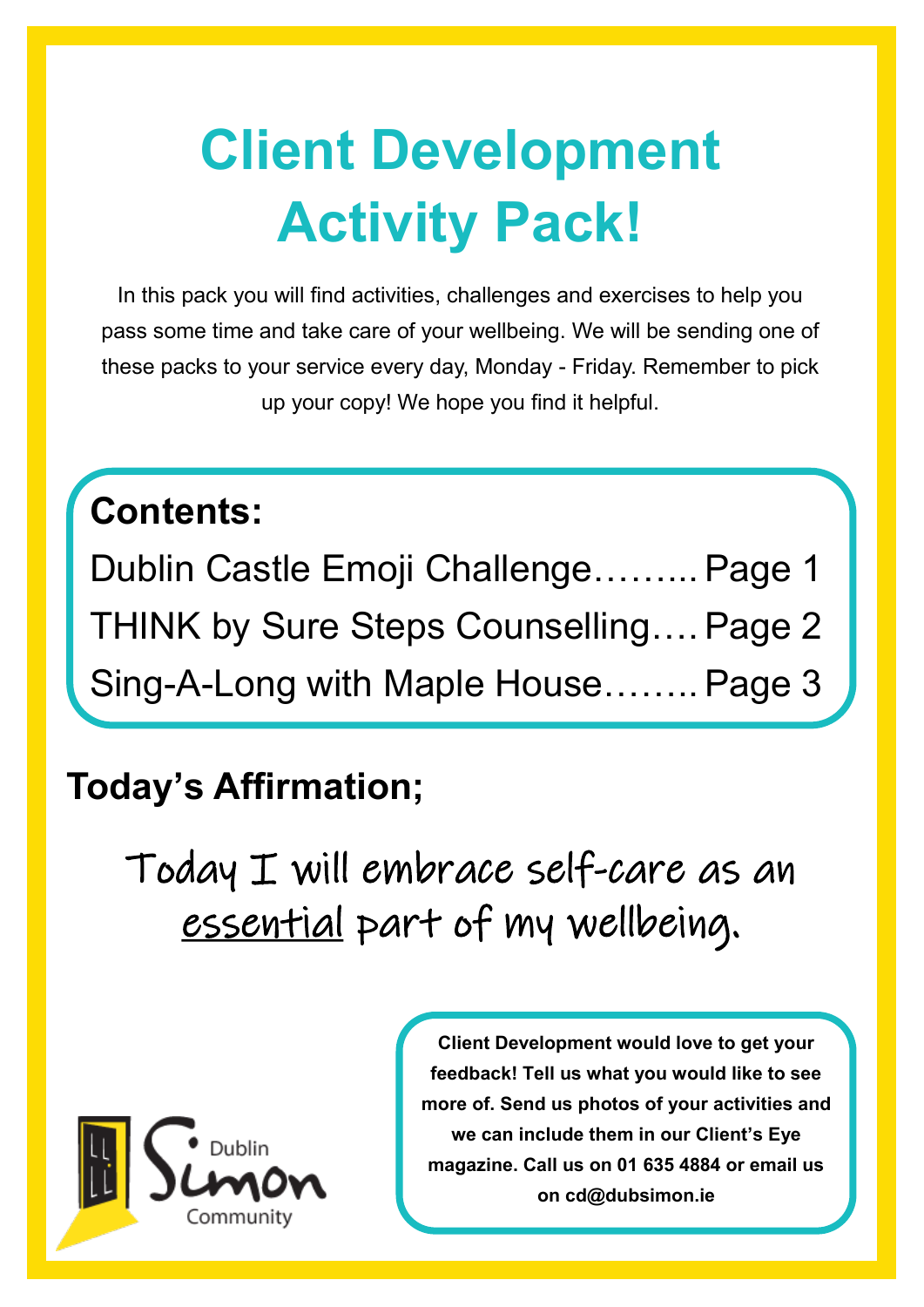# Client Development Activity Pack!

In this pack you will find activities, challenges and exercises to help you pass some time and take care of your wellbeing. We will be sending one of these packs to your service every day, Monday - Friday. Remember to pick up your copy! We hope you find it helpful.

**Contents:**

Dublin Castle Emoji Challenge……... Page 1

THINK by Sure Steps Counselling…. Page 2

Sing-A-Long with Maple House…….. Page 3

## Today's Affirmation;

Today I will embrace self-care as an essential part of my wellbeing.

Dublin Simon Community

**Client Development would love to get your feedback! Tell us what you would like to see more of. Send us photos of your activities and we can include them in our Client's Eye magazine. Call us on 01 635 4884 or email us on cd@dubsimon.ie**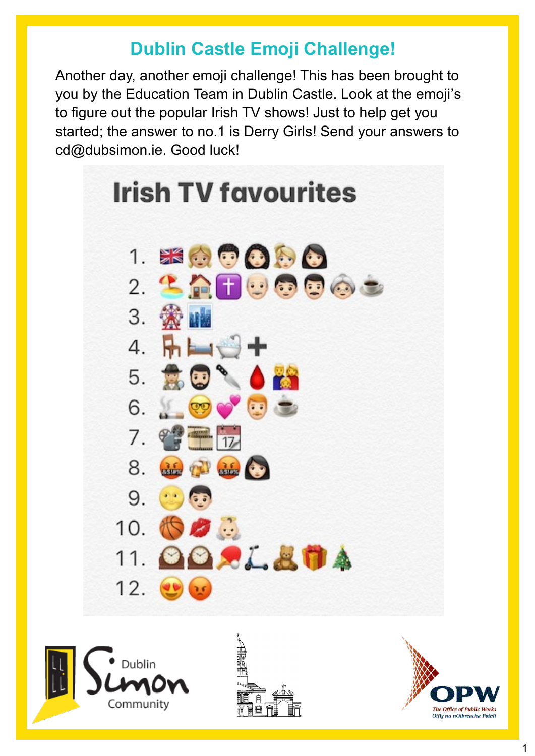# Dublin Castle Emoji Challenge!

Another day, another emoji challenge! This has been brought to you by the Education Team in Dublin Castle. Look at the emoji's to figure out the popular Irish TV shows! Just to help get you started; the answer to no.1 is Derry Girls! Send your answers to cd@dubsimon.ie. Good luck!

## Irish TV favourites

1. 🇬🇧👩🧑👩👱‍♀️👩
2. 🏖️🏠✝️👴👦👨👵☕
3. 🎡🏙️
4. 🪑🛏️🛁➕
5. 🕵️🧔🔪🩸👨‍👩‍👧
6. 🚬🤓💞👨☕
7. 📽️🎞️📅
8. 🤬🍻🤬👩
9. 🌝👦
10. 🏀💋👼
11. 🕰️🕰️🏓🛴🧸🎁🎄
12. 😍😡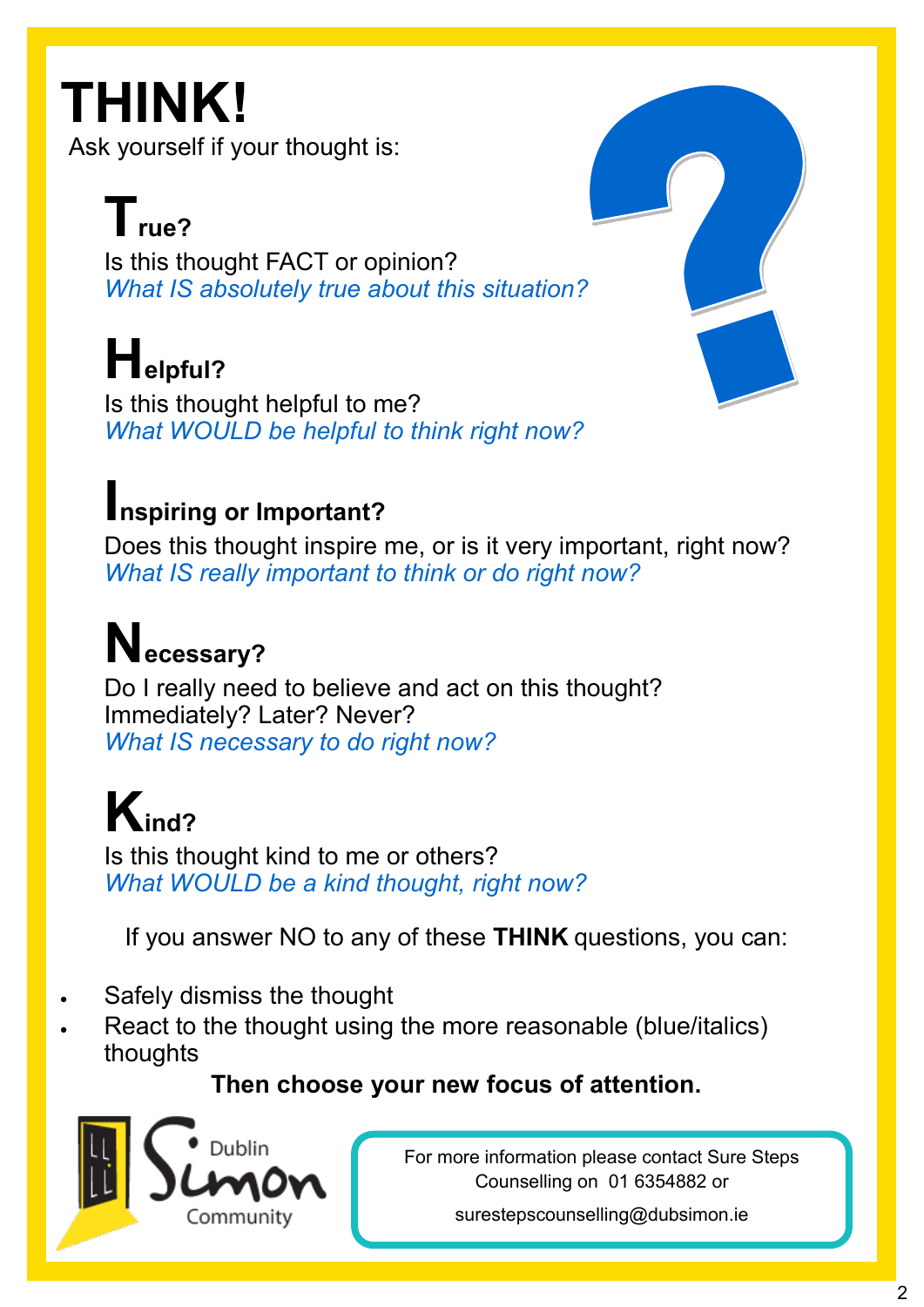# THINK!

Ask yourself if your thought is:

## True?

Is this thought FACT or opinion?
*What IS absolutely true about this situation?*

## Helpful?

Is this thought helpful to me?
*What WOULD be helpful to think right now?*

## Inspiring or Important?

Does this thought inspire me, or is it very important, right now?
*What IS really important to think or do right now?*

## Necessary?

Do I really need to believe and act on this thought?
Immediately? Later? Never?
*What IS necessary to do right now?*

## Kind?

Is this thought kind to me or others?
*What WOULD be a kind thought, right now?*

If you answer NO to any of these **THINK** questions, you can:

- Safely dismiss the thought
- React to the thought using the more reasonable (blue/italics) thoughts

**Then choose your new focus of attention.**

Dublin Simon Community

For more information please contact Sure Steps Counselling on 01 6354882 or surestepscounselling@dubsimon.ie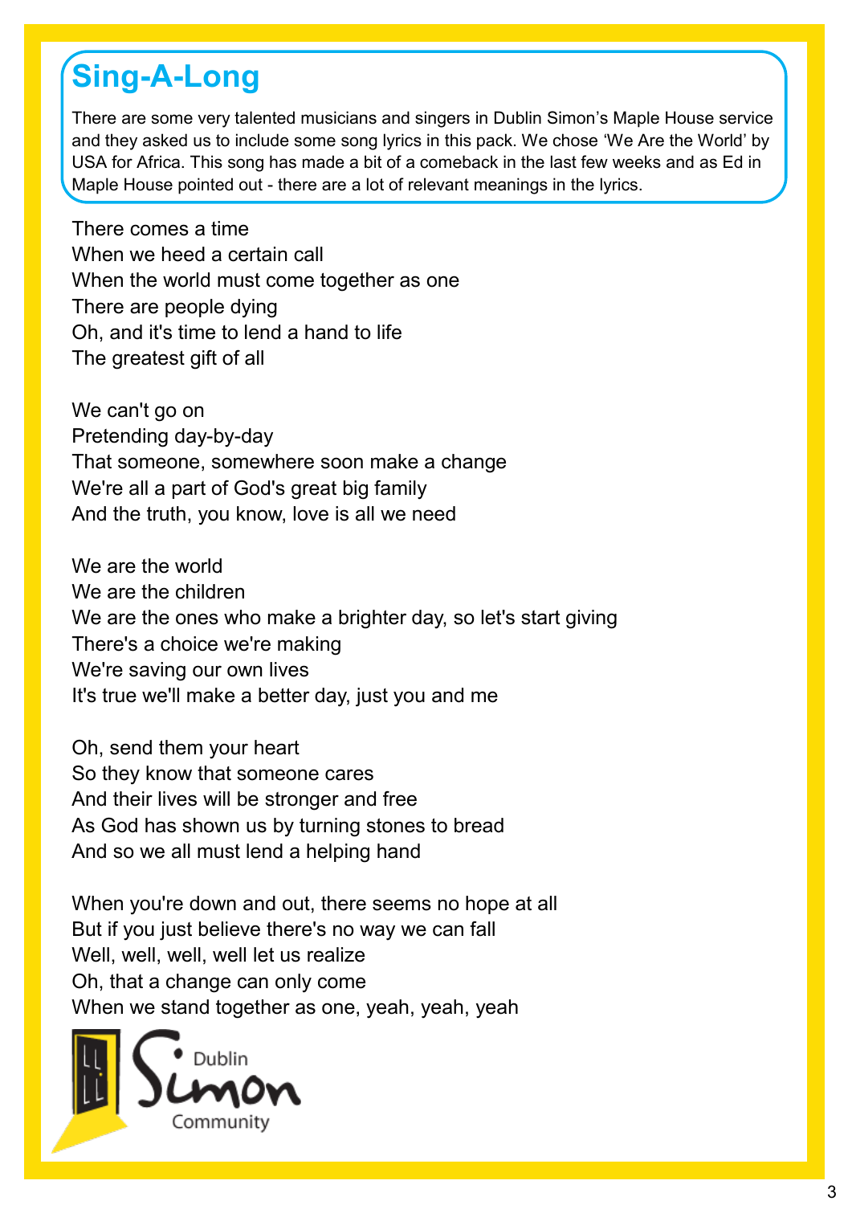# Sing-A-Long

There are some very talented musicians and singers in Dublin Simon's Maple House service and they asked us to include some song lyrics in this pack. We chose 'We Are the World' by USA for Africa. This song has made a bit of a comeback in the last few weeks and as Ed in Maple House pointed out - there are a lot of relevant meanings in the lyrics.

There comes a time
When we heed a certain call
When the world must come together as one
There are people dying
Oh, and it's time to lend a hand to life
The greatest gift of all

We can't go on
Pretending day-by-day
That someone, somewhere soon make a change
We're all a part of God's great big family
And the truth, you know, love is all we need

We are the world
We are the children
We are the ones who make a brighter day, so let's start giving
There's a choice we're making
We're saving our own lives
It's true we'll make a better day, just you and me

Oh, send them your heart
So they know that someone cares
And their lives will be stronger and free
As God has shown us by turning stones to bread
And so we all must lend a helping hand

When you're down and out, there seems no hope at all
But if you just believe there's no way we can fall
Well, well, well, well let us realize
Oh, that a change can only come
When we stand together as one, yeah, yeah, yeah

Dublin Simon Community